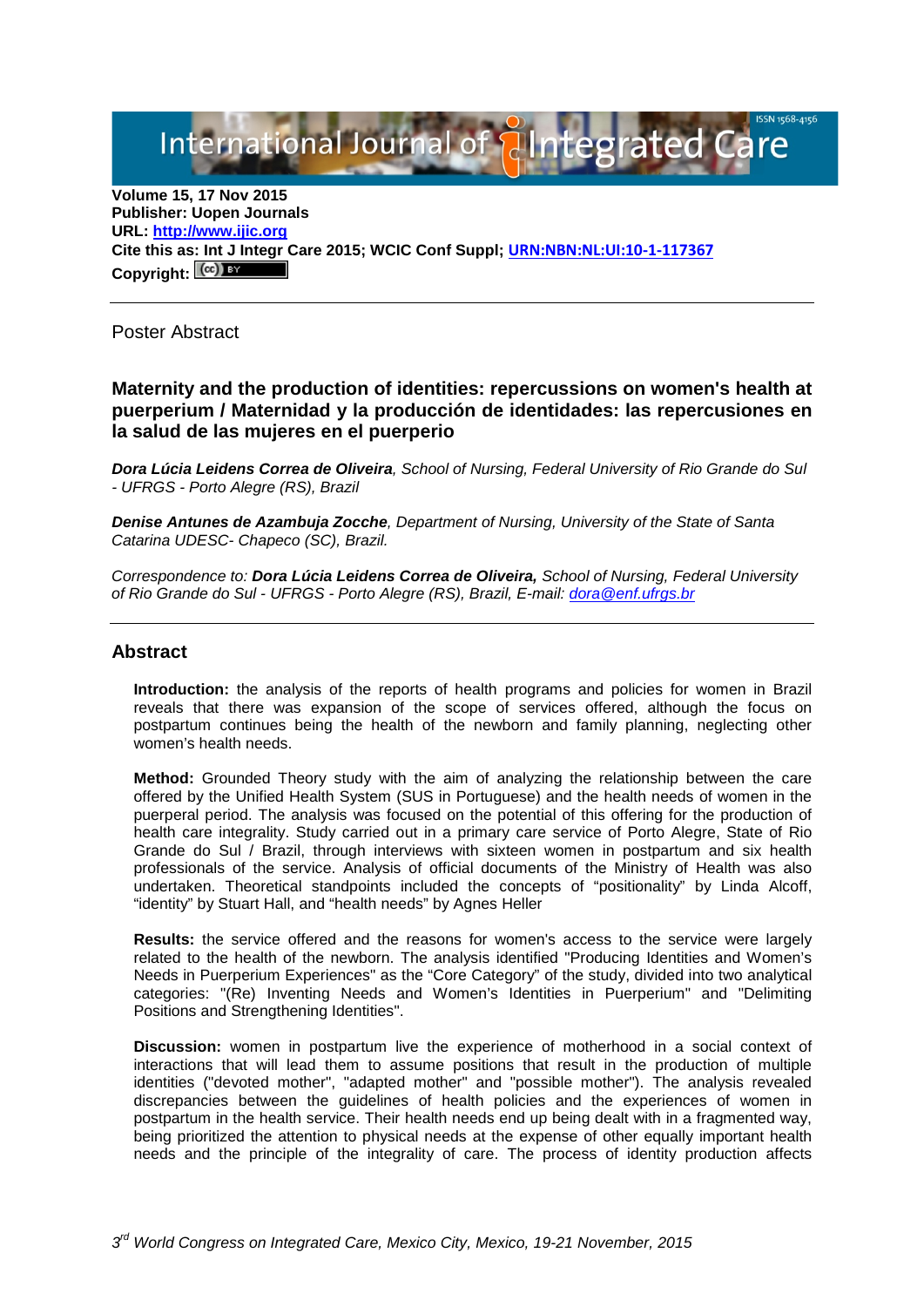**Volume 15, 17 Nov 2015**
**Publisher: Uopen Journals**
**URL: [http://www.ijic.org](http://www.ijic.org)**
**Cite this as: Int J Integr Care 2015; WCIC Conf Suppl; URN:NBN:NL:UI:10-1-117367**
**Copyright:**

---

Poster Abstract

## Maternity and the production of identities: repercussions on women's health at puerperium / Maternidad y la producción de identidades: las repercusiones en la salud de las mujeres en el puerperio

***Dora Lúcia Leidens Correa de Oliveira***, *School of Nursing, Federal University of Rio Grande do Sul - UFRGS - Porto Alegre (RS), Brazil*

***Denise Antunes de Azambuja Zocche***, *Department of Nursing, University of the State of Santa Catarina UDESC- Chapeco (SC), Brazil.*

*Correspondence to:* ***Dora Lúcia Leidens Correa de Oliveira,*** *School of Nursing, Federal University of Rio Grande do Sul - UFRGS - Porto Alegre (RS), Brazil, E-mail: dora@enf.ufrgs.br*

---

## Abstract

**Introduction:** the analysis of the reports of health programs and policies for women in Brazil reveals that there was expansion of the scope of services offered, although the focus on postpartum continues being the health of the newborn and family planning, neglecting other women's health needs.

**Method:** Grounded Theory study with the aim of analyzing the relationship between the care offered by the Unified Health System (SUS in Portuguese) and the health needs of women in the puerperal period. The analysis was focused on the potential of this offering for the production of health care integrality. Study carried out in a primary care service of Porto Alegre, State of Rio Grande do Sul / Brazil, through interviews with sixteen women in postpartum and six health professionals of the service. Analysis of official documents of the Ministry of Health was also undertaken. Theoretical standpoints included the concepts of "positionality" by Linda Alcoff, "identity" by Stuart Hall, and "health needs" by Agnes Heller

**Results:** the service offered and the reasons for women's access to the service were largely related to the health of the newborn. The analysis identified "Producing Identities and Women's Needs in Puerperium Experiences" as the "Core Category" of the study, divided into two analytical categories: "(Re) Inventing Needs and Women's Identities in Puerperium" and "Delimiting Positions and Strengthening Identities".

**Discussion:** women in postpartum live the experience of motherhood in a social context of interactions that will lead them to assume positions that result in the production of multiple identities ("devoted mother", "adapted mother" and "possible mother"). The analysis revealed discrepancies between the guidelines of health policies and the experiences of women in postpartum in the health service. Their health needs end up being dealt with in a fragmented way, being prioritized the attention to physical needs at the expense of other equally important health needs and the principle of the integrality of care. The process of identity production affects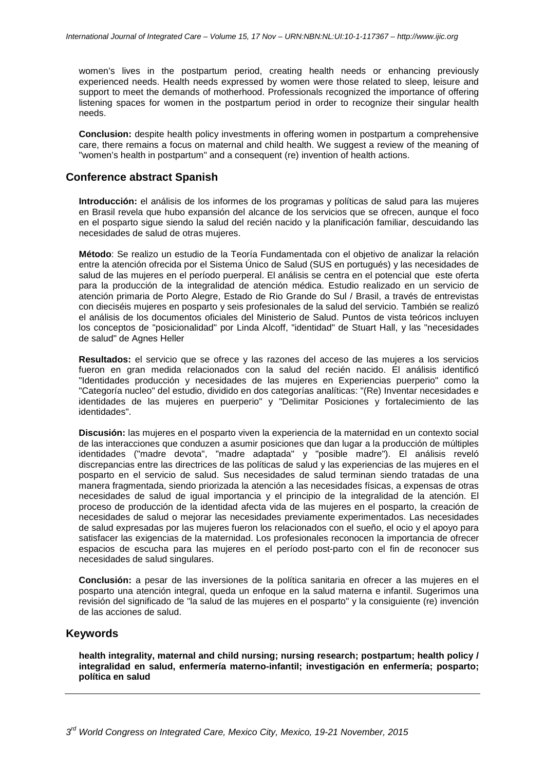women's lives in the postpartum period, creating health needs or enhancing previously experienced needs. Health needs expressed by women were those related to sleep, leisure and support to meet the demands of motherhood. Professionals recognized the importance of offering listening spaces for women in the postpartum period in order to recognize their singular health needs.

**Conclusion:** despite health policy investments in offering women in postpartum a comprehensive care, there remains a focus on maternal and child health. We suggest a review of the meaning of "women's health in postpartum" and a consequent (re) invention of health actions.

## Conference abstract Spanish

**Introducción:** el análisis de los informes de los programas y políticas de salud para las mujeres en Brasil revela que hubo expansión del alcance de los servicios que se ofrecen, aunque el foco en el posparto sigue siendo la salud del recién nacido y la planificación familiar, descuidando las necesidades de salud de otras mujeres.

**Método**: Se realizo un estudio de la Teoría Fundamentada con el objetivo de analizar la relación entre la atención ofrecida por el Sistema Único de Salud (SUS en portugués) y las necesidades de salud de las mujeres en el período puerperal. El análisis se centra en el potencial que este oferta para la producción de la integralidad de atención médica. Estudio realizado en un servicio de atención primaria de Porto Alegre, Estado de Rio Grande do Sul / Brasil, a través de entrevistas con dieciséis mujeres en posparto y seis profesionales de la salud del servicio. También se realizó el análisis de los documentos oficiales del Ministerio de Salud. Puntos de vista teóricos incluyen los conceptos de "posicionalidad" por Linda Alcoff, "identidad" de Stuart Hall, y las "necesidades de salud" de Agnes Heller

**Resultados:** el servicio que se ofrece y las razones del acceso de las mujeres a los servicios fueron en gran medida relacionados con la salud del recién nacido. El análisis identificó "Identidades producción y necesidades de las mujeres en Experiencias puerperio" como la "Categoría nucleo" del estudio, dividido en dos categorías analíticas: "(Re) Inventar necesidades e identidades de las mujeres en puerperio" y "Delimitar Posiciones y fortalecimiento de las identidades".

**Discusión:** las mujeres en el posparto viven la experiencia de la maternidad en un contexto social de las interacciones que conduzen a asumir posiciones que dan lugar a la producción de múltiples identidades ("madre devota", "madre adaptada" y "posible madre"). El análisis reveló discrepancias entre las directrices de las políticas de salud y las experiencias de las mujeres en el posparto en el servicio de salud. Sus necesidades de salud terminan siendo tratadas de una manera fragmentada, siendo priorizada la atención a las necesidades físicas, a expensas de otras necesidades de salud de igual importancia y el principio de la integralidad de la atención. El proceso de producción de la identidad afecta vida de las mujeres en el posparto, la creación de necesidades de salud o mejorar las necesidades previamente experimentados. Las necesidades de salud expresadas por las mujeres fueron los relacionados con el sueño, el ocio y el apoyo para satisfacer las exigencias de la maternidad. Los profesionales reconocen la importancia de ofrecer espacios de escucha para las mujeres en el período post-parto con el fin de reconocer sus necesidades de salud singulares.

**Conclusión:** a pesar de las inversiones de la política sanitaria en ofrecer a las mujeres en el posparto una atención integral, queda un enfoque en la salud materna e infantil. Sugerimos una revisión del significado de "la salud de las mujeres en el posparto" y la consiguiente (re) invención de las acciones de salud.

## Keywords

**health integrality, maternal and child nursing; nursing research; postpartum; health policy / integralidad en salud, enfermería materno-infantil; investigación en enfermería; posparto; política en salud**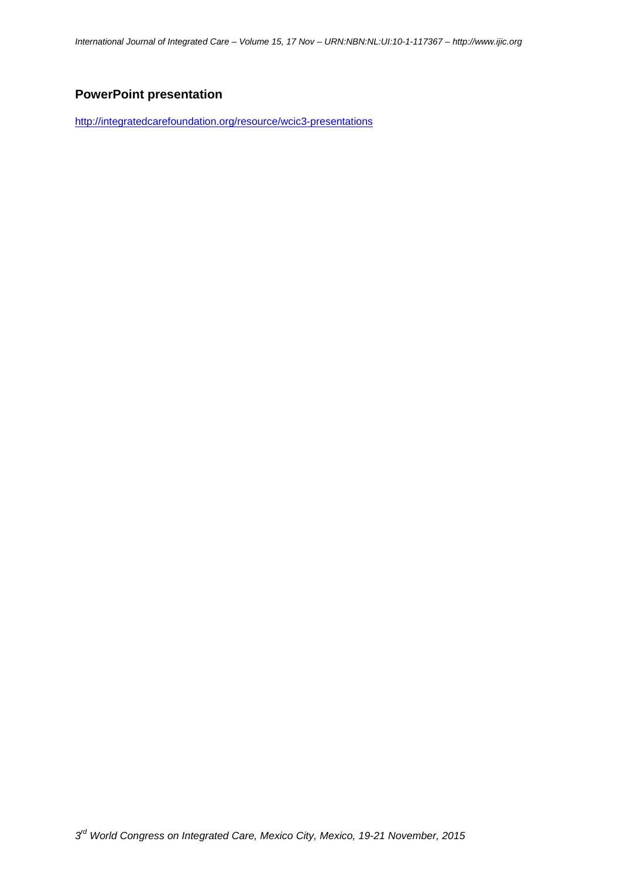**PowerPoint presentation**

http://integratedcarefoundation.org/resource/wcic3-presentations